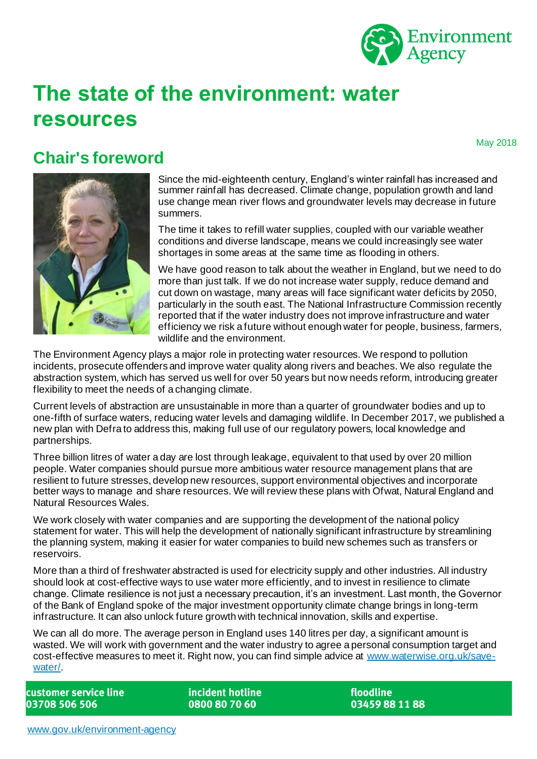# The state of the environment: water resources

May 2018

## Chair's foreword

Since the mid-eighteenth century, England's winter rainfall has increased and summer rainfall has decreased. Climate change, population growth and land use change mean river flows and groundwater levels may decrease in future summers.

The time it takes to refill water supplies, coupled with our variable weather conditions and diverse landscape, means we could increasingly see water shortages in some areas at the same time as flooding in others.

We have good reason to talk about the weather in England, but we need to do more than just talk. If we do not increase water supply, reduce demand and cut down on wastage, many areas will face significant water deficits by 2050, particularly in the south east. The National Infrastructure Commission recently reported that if the water industry does not improve infrastructure and water efficiency we risk a future without enough water for people, business, farmers, wildlife and the environment.

The Environment Agency plays a major role in protecting water resources. We respond to pollution incidents, prosecute offenders and improve water quality along rivers and beaches. We also regulate the abstraction system, which has served us well for over 50 years but now needs reform, introducing greater flexibility to meet the needs of a changing climate.

Current levels of abstraction are unsustainable in more than a quarter of groundwater bodies and up to one-fifth of surface waters, reducing water levels and damaging wildlife. In December 2017, we published a new plan with Defra to address this, making full use of our regulatory powers, local knowledge and partnerships.

Three billion litres of water a day are lost through leakage, equivalent to that used by over 20 million people. Water companies should pursue more ambitious water resource management plans that are resilient to future stresses, develop new resources, support environmental objectives and incorporate better ways to manage and share resources. We will review these plans with Ofwat, Natural England and Natural Resources Wales.

We work closely with water companies and are supporting the development of the national policy statement for water. This will help the development of nationally significant infrastructure by streamlining the planning system, making it easier for water companies to build new schemes such as transfers or reservoirs.

More than a third of freshwater abstracted is used for electricity supply and other industries. All industry should look at cost-effective ways to use water more efficiently, and to invest in resilience to climate change. Climate resilience is not just a necessary precaution, it's an investment. Last month, the Governor of the Bank of England spoke of the major investment opportunity climate change brings in long-term infrastructure. It can also unlock future growth with technical innovation, skills and expertise.

We can all do more. The average person in England uses 140 litres per day, a significant amount is wasted. We will work with government and the water industry to agree a personal consumption target and cost-effective measures to meet it. Right now, you can find simple advice at [www.waterwise.org.uk/save-water/](http://www.waterwise.org.uk/save-water/).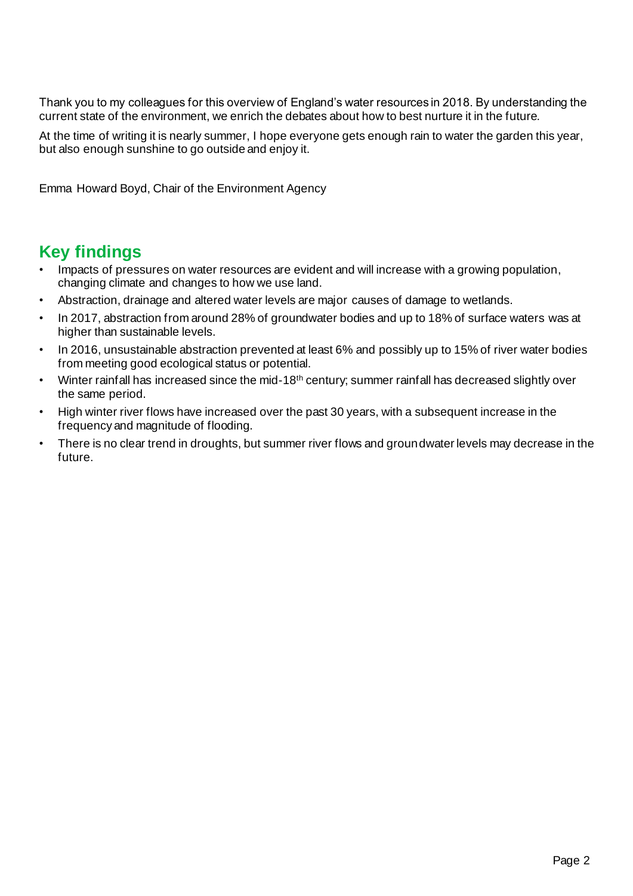Thank you to my colleagues for this overview of England's water resources in 2018. By understanding the current state of the environment, we enrich the debates about how to best nurture it in the future.

At the time of writing it is nearly summer, I hope everyone gets enough rain to water the garden this year, but also enough sunshine to go outside and enjoy it.

Emma Howard Boyd, Chair of the Environment Agency

## Key findings

- Impacts of pressures on water resources are evident and will increase with a growing population, changing climate and changes to how we use land.
- Abstraction, drainage and altered water levels are major causes of damage to wetlands.
- In 2017, abstraction from around 28% of groundwater bodies and up to 18% of surface waters was at higher than sustainable levels.
- In 2016, unsustainable abstraction prevented at least 6% and possibly up to 15% of river water bodies from meeting good ecological status or potential.
- Winter rainfall has increased since the mid-18th century; summer rainfall has decreased slightly over the same period.
- High winter river flows have increased over the past 30 years, with a subsequent increase in the frequency and magnitude of flooding.
- There is no clear trend in droughts, but summer river flows and groundwater levels may decrease in the future.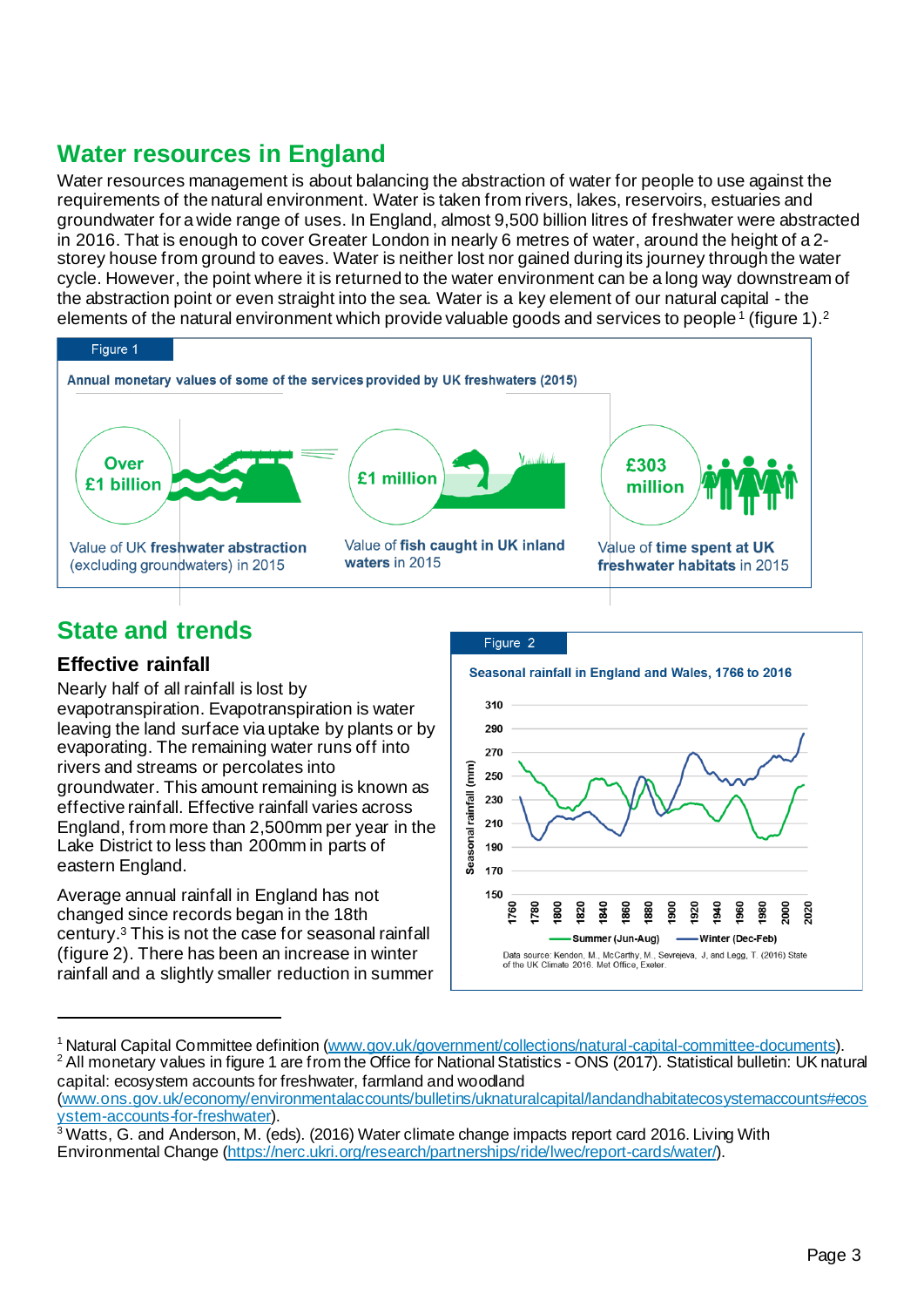## Water resources in England

Water resources management is about balancing the abstraction of water for people to use against the requirements of the natural environment. Water is taken from rivers, lakes, reservoirs, estuaries and groundwater for a wide range of uses. In England, almost 9,500 billion litres of freshwater were abstracted in 2016. That is enough to cover Greater London in nearly 6 metres of water, around the height of a 2-storey house from ground to eaves. Water is neither lost nor gained during its journey through the water cycle. However, the point where it is returned to the water environment can be a long way downstream of the abstraction point or even straight into the sea. Water is a key element of our natural capital - the elements of the natural environment which provide valuable goods and services to people[1] (figure 1).[2]

Figure 1

**Annual monetary values of some of the services provided by UK freshwaters (2015)**

- **Over £1 billion** — Value of UK **freshwater abstraction** (excluding groundwaters) in 2015
- **£1 million** — Value of **fish caught in UK inland waters** in 2015
- **£303 million** — Value of **time spent at UK freshwater habitats** in 2015

## State and trends

### Effective rainfall

Nearly half of all rainfall is lost by evapotranspiration. Evapotranspiration is water leaving the land surface via uptake by plants or by evaporating. The remaining water runs off into rivers and streams or percolates into groundwater. This amount remaining is known as effective rainfall. Effective rainfall varies across England, from more than 2,500mm per year in the Lake District to less than 200mm in parts of eastern England.

Average annual rainfall in England has not changed since records began in the 18th century.[3] This is not the case for seasonal rainfall (figure 2). There has been an increase in winter rainfall and a slightly smaller reduction in summer

Figure 2

**Seasonal rainfall in England and Wales, 1766 to 2016**

Data source: Kendon, M., McCarthy, M., Sevrejeva, J, and Legg, T. (2016) State of the UK Climate 2016. Met Office, Exeter.

---

[1] Natural Capital Committee definition (www.gov.uk/government/collections/natural-capital-committee-documents).

[2] All monetary values in figure 1 are from the Office for National Statistics - ONS (2017). Statistical bulletin: UK natural capital: ecosystem accounts for freshwater, farmland and woodland (www.ons.gov.uk/economy/environmentalaccounts/bulletins/uknaturalcapital/landandhabitatecosystemaccounts#ecosystem-accounts-for-freshwater).

[3] Watts, G. and Anderson, M. (eds). (2016) Water climate change impacts report card 2016. Living With Environmental Change (https://nerc.ukri.org/research/partnerships/ride/lwec/report-cards/water/).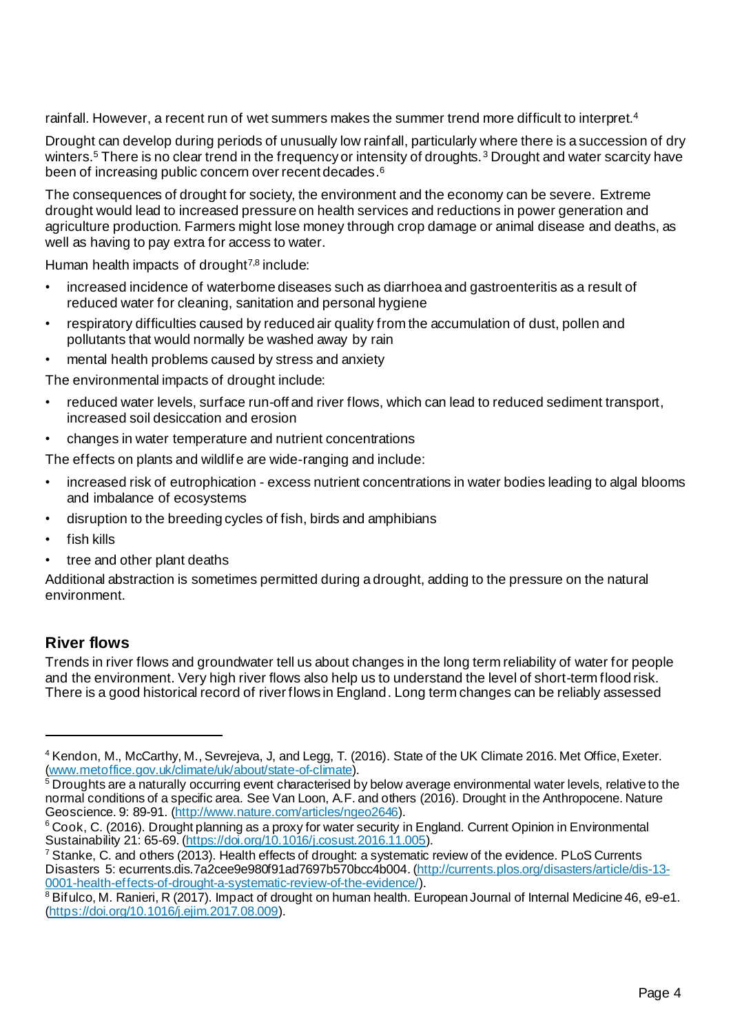rainfall. However, a recent run of wet summers makes the summer trend more difficult to interpret.[4]

Drought can develop during periods of unusually low rainfall, particularly where there is a succession of dry winters.[5] There is no clear trend in the frequency or intensity of droughts.[3] Drought and water scarcity have been of increasing public concern over recent decades.[6]

The consequences of drought for society, the environment and the economy can be severe. Extreme drought would lead to increased pressure on health services and reductions in power generation and agriculture production. Farmers might lose money through crop damage or animal disease and deaths, as well as having to pay extra for access to water.

Human health impacts of drought[7,8] include:

- increased incidence of waterborne diseases such as diarrhoea and gastroenteritis as a result of reduced water for cleaning, sanitation and personal hygiene
- respiratory difficulties caused by reduced air quality from the accumulation of dust, pollen and pollutants that would normally be washed away by rain
- mental health problems caused by stress and anxiety

The environmental impacts of drought include:

- reduced water levels, surface run-off and river flows, which can lead to reduced sediment transport, increased soil desiccation and erosion
- changes in water temperature and nutrient concentrations

The effects on plants and wildlife are wide-ranging and include:

- increased risk of eutrophication - excess nutrient concentrations in water bodies leading to algal blooms and imbalance of ecosystems
- disruption to the breeding cycles of fish, birds and amphibians
- fish kills
- tree and other plant deaths

Additional abstraction is sometimes permitted during a drought, adding to the pressure on the natural environment.

## River flows

Trends in river flows and groundwater tell us about changes in the long term reliability of water for people and the environment. Very high river flows also help us to understand the level of short-term flood risk. There is a good historical record of river flows in England. Long term changes can be reliably assessed

---

[4] Kendon, M., McCarthy, M., Sevrejeva, J, and Legg, T. (2016). State of the UK Climate 2016. Met Office, Exeter. (www.metoffice.gov.uk/climate/uk/about/state-of-climate).

[5] Droughts are a naturally occurring event characterised by below average environmental water levels, relative to the normal conditions of a specific area. See Van Loon, A.F. and others (2016). Drought in the Anthropocene. Nature Geoscience. 9: 89-91. (http://www.nature.com/articles/ngeo2646).

[6] Cook, C. (2016). Drought planning as a proxy for water security in England. Current Opinion in Environmental Sustainability 21: 65-69. (https://doi.org/10.1016/j.cosust.2016.11.005).

[7] Stanke, C. and others (2013). Health effects of drought: a systematic review of the evidence. PLoS Currents Disasters 5: ecurrents.dis.7a2cee9e980f91ad7697b570bcc4b004. (http://currents.plos.org/disasters/article/dis-13-0001-health-effects-of-drought-a-systematic-review-of-the-evidence/).

[8] Bifulco, M. Ranieri, R (2017). Impact of drought on human health. European Journal of Internal Medicine 46, e9-e1. (https://doi.org/10.1016/j.ejim.2017.08.009).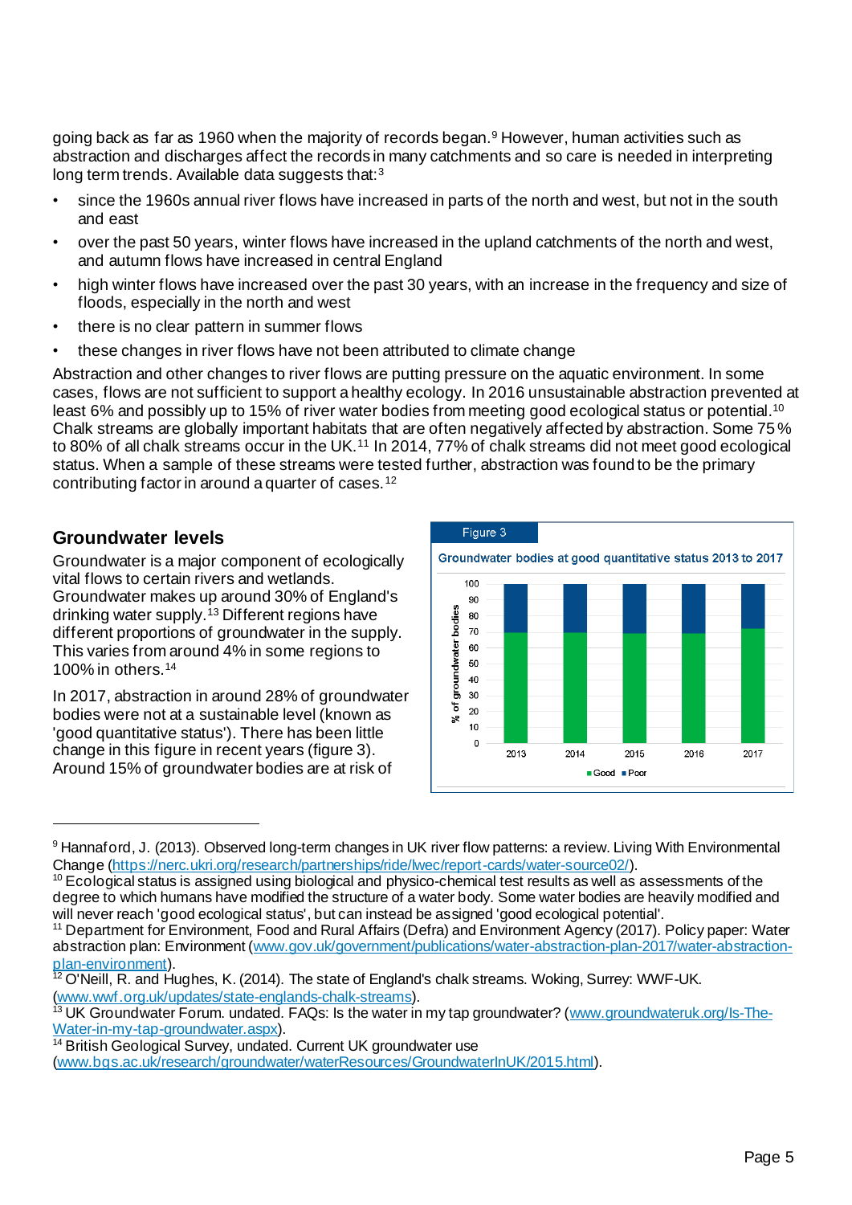going back as far as 1960 when the majority of records began.[9] However, human activities such as abstraction and discharges affect the records in many catchments and so care is needed in interpreting long term trends. Available data suggests that:[3]

- since the 1960s annual river flows have increased in parts of the north and west, but not in the south and east
- over the past 50 years, winter flows have increased in the upland catchments of the north and west, and autumn flows have increased in central England
- high winter flows have increased over the past 30 years, with an increase in the frequency and size of floods, especially in the north and west
- there is no clear pattern in summer flows
- these changes in river flows have not been attributed to climate change

Abstraction and other changes to river flows are putting pressure on the aquatic environment. In some cases, flows are not sufficient to support a healthy ecology. In 2016 unsustainable abstraction prevented at least 6% and possibly up to 15% of river water bodies from meeting good ecological status or potential.[10] Chalk streams are globally important habitats that are often negatively affected by abstraction. Some 75% to 80% of all chalk streams occur in the UK.[11] In 2014, 77% of chalk streams did not meet good ecological status. When a sample of these streams were tested further, abstraction was found to be the primary contributing factor in around a quarter of cases.[12]

## Groundwater levels

Groundwater is a major component of ecologically vital flows to certain rivers and wetlands. Groundwater makes up around 30% of England's drinking water supply.[13] Different regions have different proportions of groundwater in the supply. This varies from around 4% in some regions to 100% in others.[14]

In 2017, abstraction in around 28% of groundwater bodies were not at a sustainable level (known as 'good quantitative status'). There has been little change in this figure in recent years (figure 3). Around 15% of groundwater bodies are at risk of

Figure 3

Groundwater bodies at good quantitative status 2013 to 2017

---

[9] Hannaford, J. (2013). Observed long-term changes in UK river flow patterns: a review. Living With Environmental Change (https://nerc.ukri.org/research/partnerships/ride/lwec/report-cards/water-source02/).

[10] Ecological status is assigned using biological and physico-chemical test results as well as assessments of the degree to which humans have modified the structure of a water body. Some water bodies are heavily modified and will never reach 'good ecological status', but can instead be assigned 'good ecological potential'.

[11] Department for Environment, Food and Rural Affairs (Defra) and Environment Agency (2017). Policy paper: Water abstraction plan: Environment (www.gov.uk/government/publications/water-abstraction-plan-2017/water-abstraction-plan-environment).

[12] O'Neill, R. and Hughes, K. (2014). The state of England's chalk streams. Woking, Surrey: WWF-UK. (www.wwf.org.uk/updates/state-englands-chalk-streams).

[13] UK Groundwater Forum. undated. FAQs: Is the water in my tap groundwater? (www.groundwateruk.org/Is-The-Water-in-my-tap-groundwater.aspx).

[14] British Geological Survey, undated. Current UK groundwater use (www.bgs.ac.uk/research/groundwater/waterResources/GroundwaterInUK/2015.html).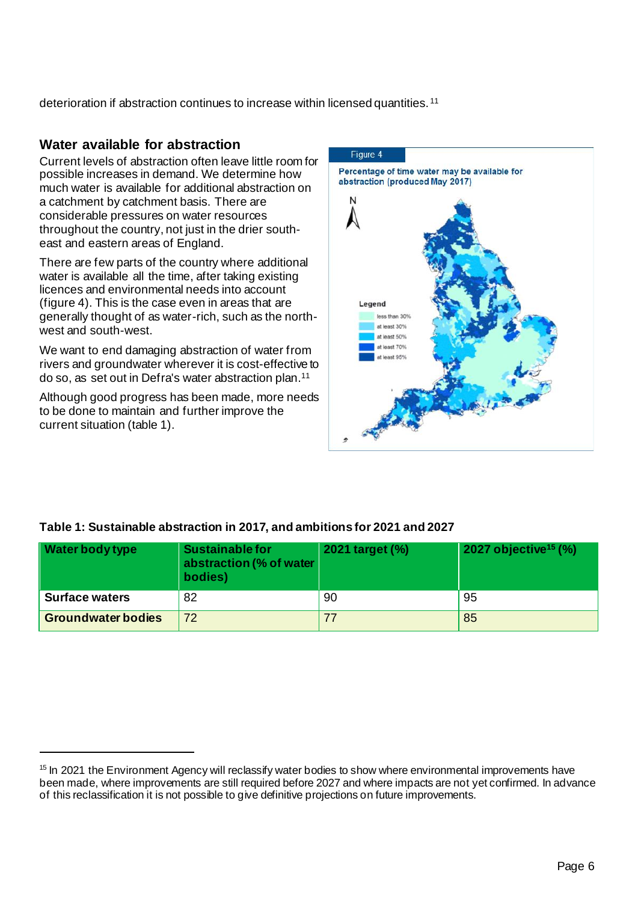deterioration if abstraction continues to increase within licensed quantities.[11]

## Water available for abstraction

Current levels of abstraction often leave little room for possible increases in demand. We determine how much water is available for additional abstraction on a catchment by catchment basis. There are considerable pressures on water resources throughout the country, not just in the drier south-east and eastern areas of England.

There are few parts of the country where additional water is available all the time, after taking existing licences and environmental needs into account (figure 4). This is the case even in areas that are generally thought of as water-rich, such as the north-west and south-west.

We want to end damaging abstraction of water from rivers and groundwater wherever it is cost-effective to do so, as set out in Defra's water abstraction plan.[11]

Although good progress has been made, more needs to be done to maintain and further improve the current situation (table 1).

Figure 4

Percentage of time water may be available for abstraction (produced May 2017)

Legend
- less than 30%
- at least 30%
- at least 50%
- at least 70%
- at least 95%

**Table 1: Sustainable abstraction in 2017, and ambitions for 2021 and 2027**

| Water body type | Sustainable for abstraction (% of water bodies) | 2021 target (%) | 2027 objective[15] (%) |
|---|---|---|---|
| **Surface waters** | 82 | 90 | 95 |
| **Groundwater bodies** | 72 | 77 | 85 |

[15] In 2021 the Environment Agency will reclassify water bodies to show where environmental improvements have been made, where improvements are still required before 2027 and where impacts are not yet confirmed. In advance of this reclassification it is not possible to give definitive projections on future improvements.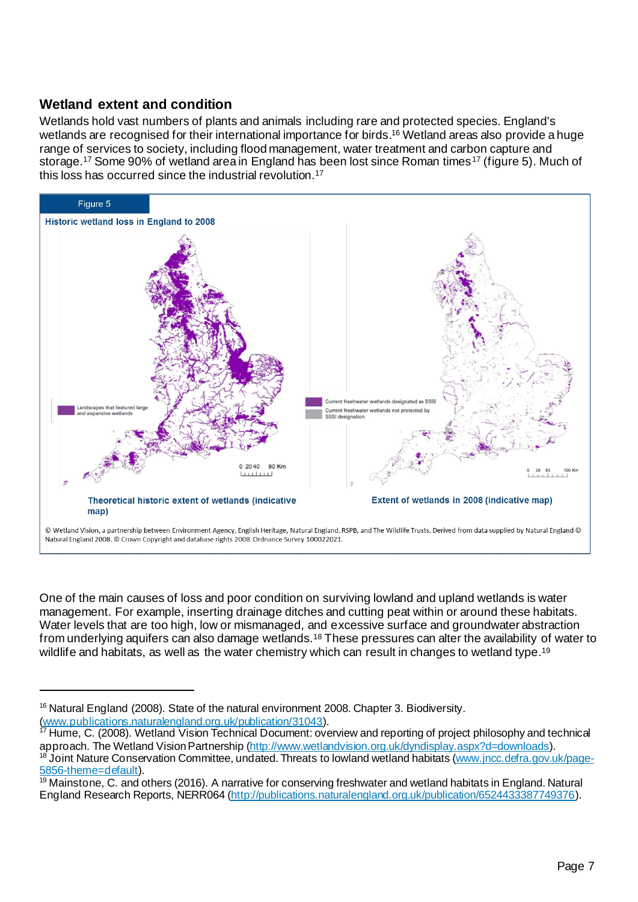## Wetland extent and condition

Wetlands hold vast numbers of plants and animals including rare and protected species. England's wetlands are recognised for their international importance for birds.[16] Wetland areas also provide a huge range of services to society, including flood management, water treatment and carbon capture and storage.[17] Some 90% of wetland area in England has been lost since Roman times[17] (figure 5). Much of this loss has occurred since the industrial revolution.[17]

Figure 5

**Historic wetland loss in England to 2008**

Landscapes that featured large and expansive wetlands

0 20 40 80 Km

**Theoretical historic extent of wetlands (indicative map)**

Current freshwater wetlands designated as SSSI

Current freshwater wetlands not protected by SSSI designation

0 25 50 100 Km

**Extent of wetlands in 2008 (indicative map)**

© Wetland Vision, a partnership between Environment Agency, English Heritage, Natural England, RSPB, and The Wildlife Trusts. Derived from data supplied by Natural England © Natural England 2008. © Crown Copyright and database rights 2008. Ordnance Survey 100022021.

One of the main causes of loss and poor condition on surviving lowland and upland wetlands is water management. For example, inserting drainage ditches and cutting peat within or around these habitats. Water levels that are too high, low or mismanaged, and excessive surface and groundwater abstraction from underlying aquifers can also damage wetlands.[18] These pressures can alter the availability of water to wildlife and habitats, as well as the water chemistry which can result in changes to wetland type.[19]

---

[16] Natural England (2008). State of the natural environment 2008. Chapter 3. Biodiversity. (www.publications.naturalengland.org.uk/publication/31043).

[17] Hume, C. (2008). Wetland Vision Technical Document: overview and reporting of project philosophy and technical approach. The Wetland Vision Partnership (http://www.wetlandvision.org.uk/dyndisplay.aspx?d=downloads).

[18] Joint Nature Conservation Committee, undated. Threats to lowland wetland habitats (www.jncc.defra.gov.uk/page-5856-theme=default).

[19] Mainstone, C. and others (2016). A narrative for conserving freshwater and wetland habitats in England. Natural England Research Reports, NERR064 (http://publications.naturalengland.org.uk/publication/6524433387749376).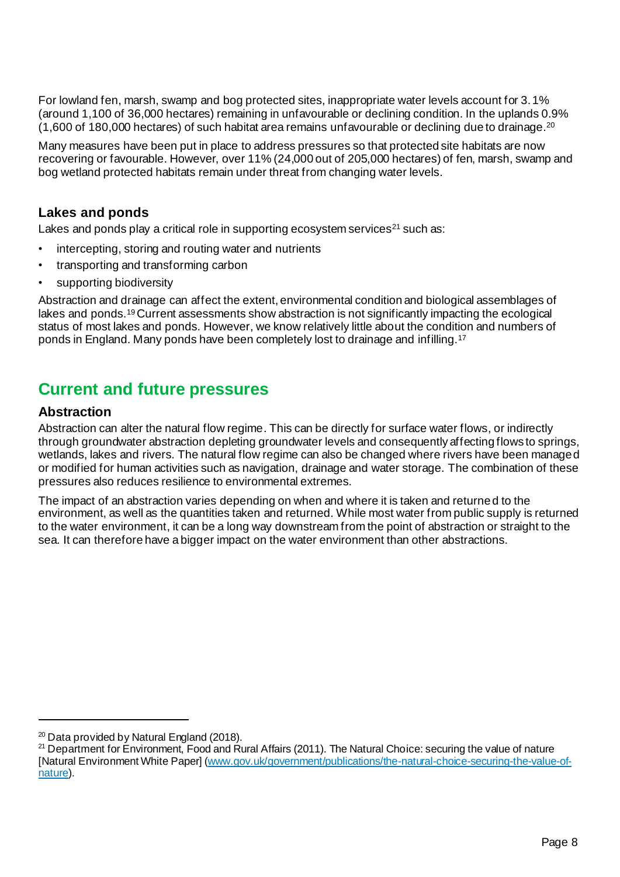For lowland fen, marsh, swamp and bog protected sites, inappropriate water levels account for 3.1% (around 1,100 of 36,000 hectares) remaining in unfavourable or declining condition. In the uplands 0.9% (1,600 of 180,000 hectares) of such habitat area remains unfavourable or declining due to drainage.[20]

Many measures have been put in place to address pressures so that protected site habitats are now recovering or favourable. However, over 11% (24,000 out of 205,000 hectares) of fen, marsh, swamp and bog wetland protected habitats remain under threat from changing water levels.

### Lakes and ponds

Lakes and ponds play a critical role in supporting ecosystem services[21] such as:

- intercepting, storing and routing water and nutrients
- transporting and transforming carbon
- supporting biodiversity

Abstraction and drainage can affect the extent, environmental condition and biological assemblages of lakes and ponds.[19] Current assessments show abstraction is not significantly impacting the ecological status of most lakes and ponds. However, we know relatively little about the condition and numbers of ponds in England. Many ponds have been completely lost to drainage and infilling.[17]

## Current and future pressures

### Abstraction

Abstraction can alter the natural flow regime. This can be directly for surface water flows, or indirectly through groundwater abstraction depleting groundwater levels and consequently affecting flows to springs, wetlands, lakes and rivers. The natural flow regime can also be changed where rivers have been managed or modified for human activities such as navigation, drainage and water storage. The combination of these pressures also reduces resilience to environmental extremes.

The impact of an abstraction varies depending on when and where it is taken and returned to the environment, as well as the quantities taken and returned. While most water from public supply is returned to the water environment, it can be a long way downstream from the point of abstraction or straight to the sea. It can therefore have a bigger impact on the water environment than other abstractions.

---

[20] Data provided by Natural England (2018).

[21] Department for Environment, Food and Rural Affairs (2011). The Natural Choice: securing the value of nature [Natural Environment White Paper] (www.gov.uk/government/publications/the-natural-choice-securing-the-value-of-nature).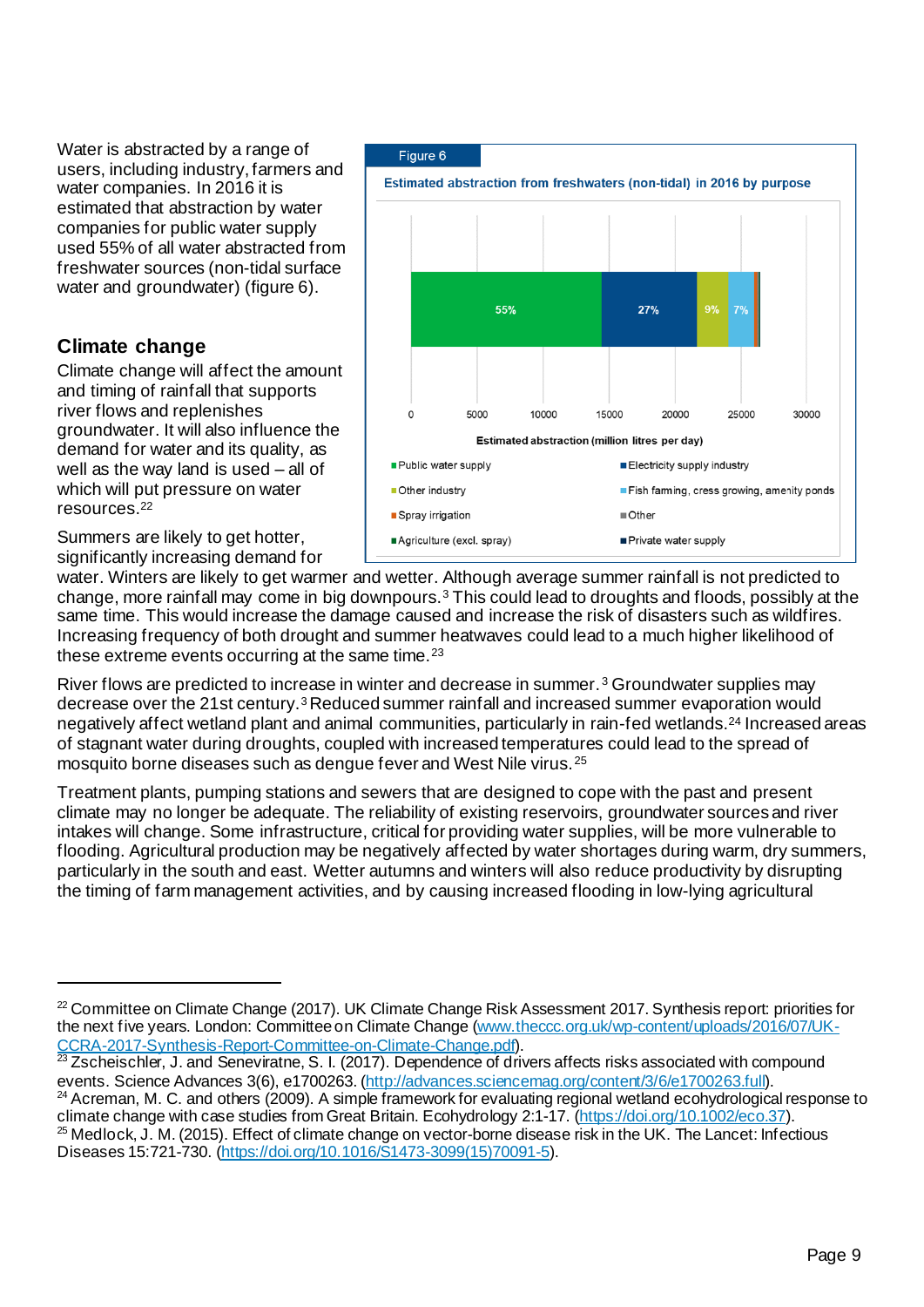Water is abstracted by a range of users, including industry, farmers and water companies. In 2016 it is estimated that abstraction by water companies for public water supply used 55% of all water abstracted from freshwater sources (non-tidal surface water and groundwater) (figure 6).

Figure 6

**Estimated abstraction from freshwaters (non-tidal) in 2016 by purpose**

| Purpose | Share |
|---|---|
| Public water supply | 55% |
| Electricity supply industry | 27% |
| Other industry | 9% |
| Fish farming, cress growing, amenity ponds | 7% |
| Spray irrigation | |
| Other | |
| Agriculture (excl. spray) | |
| Private water supply | |

Estimated abstraction (million litres per day): 0, 5000, 10000, 15000, 20000, 25000, 30000

## Climate change

Climate change will affect the amount and timing of rainfall that supports river flows and replenishes groundwater. It will also influence the demand for water and its quality, as well as the way land is used – all of which will put pressure on water resources.[22]

Summers are likely to get hotter, significantly increasing demand for water. Winters are likely to get warmer and wetter. Although average summer rainfall is not predicted to change, more rainfall may come in big downpours.[3] This could lead to droughts and floods, possibly at the same time. This would increase the damage caused and increase the risk of disasters such as wildfires. Increasing frequency of both drought and summer heatwaves could lead to a much higher likelihood of these extreme events occurring at the same time.[23]

River flows are predicted to increase in winter and decrease in summer.[3] Groundwater supplies may decrease over the 21st century.[3] Reduced summer rainfall and increased summer evaporation would negatively affect wetland plant and animal communities, particularly in rain-fed wetlands.[24] Increased areas of stagnant water during droughts, coupled with increased temperatures could lead to the spread of mosquito borne diseases such as dengue fever and West Nile virus.[25]

Treatment plants, pumping stations and sewers that are designed to cope with the past and present climate may no longer be adequate. The reliability of existing reservoirs, groundwater sources and river intakes will change. Some infrastructure, critical for providing water supplies, will be more vulnerable to flooding. Agricultural production may be negatively affected by water shortages during warm, dry summers, particularly in the south and east. Wetter autumns and winters will also reduce productivity by disrupting the timing of farm management activities, and by causing increased flooding in low-lying agricultural

---

[22] Committee on Climate Change (2017). UK Climate Change Risk Assessment 2017. Synthesis report: priorities for the next five years. London: Committee on Climate Change (www.theccc.org.uk/wp-content/uploads/2016/07/UK-CCRA-2017-Synthesis-Report-Committee-on-Climate-Change.pdf).

[23] Zscheischler, J. and Seneviratne, S. I. (2017). Dependence of drivers affects risks associated with compound events. Science Advances 3(6), e1700263. (http://advances.sciencemag.org/content/3/6/e1700263.full).

[24] Acreman, M. C. and others (2009). A simple framework for evaluating regional wetland ecohydrological response to climate change with case studies from Great Britain. Ecohydrology 2:1-17. (https://doi.org/10.1002/eco.37).

[25] Medlock, J. M. (2015). Effect of climate change on vector-borne disease risk in the UK. The Lancet: Infectious Diseases 15:721-730. (https://doi.org/10.1016/S1473-3099(15)70091-5).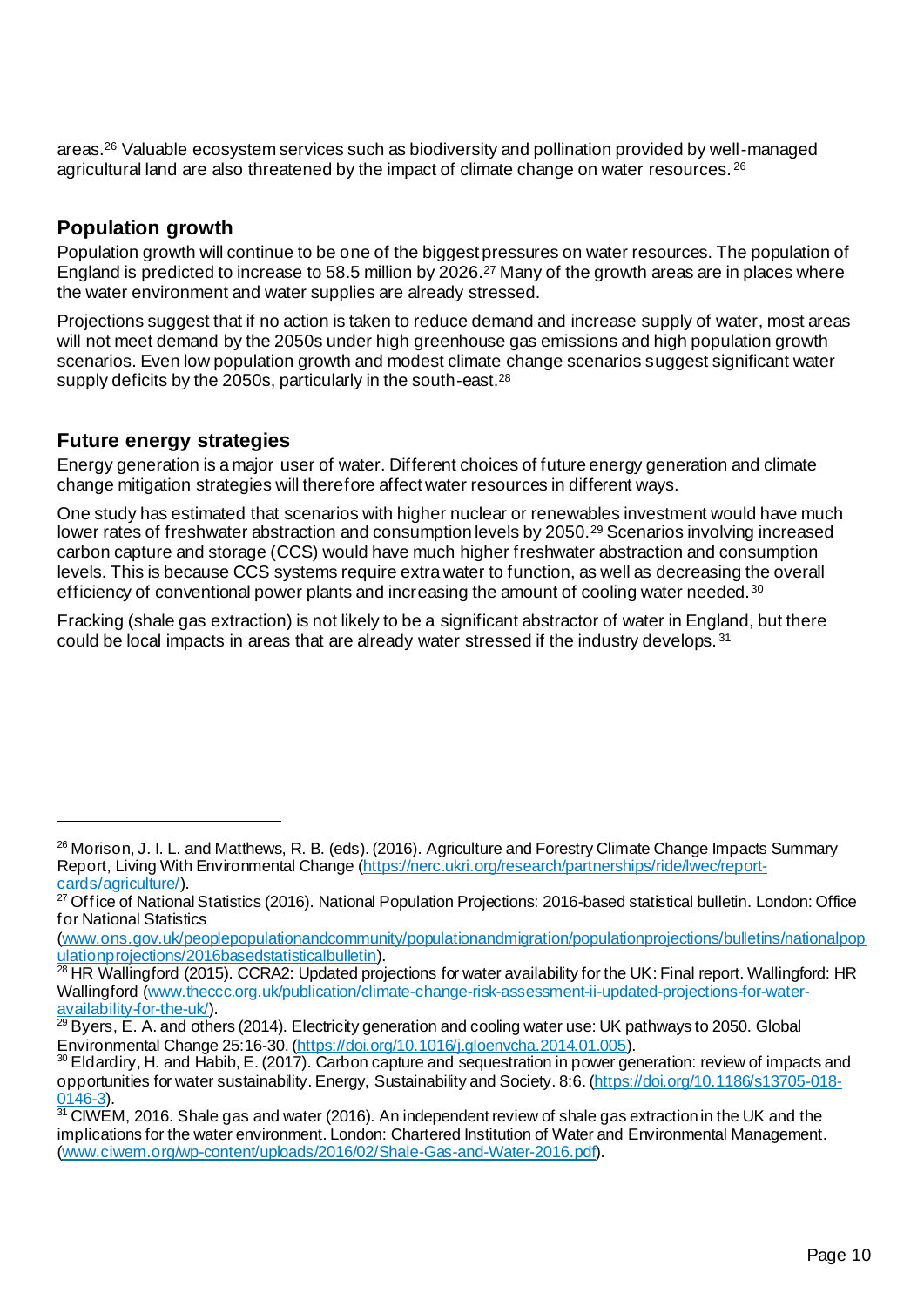areas.[26] Valuable ecosystem services such as biodiversity and pollination provided by well-managed agricultural land are also threatened by the impact of climate change on water resources.[26]

## Population growth

Population growth will continue to be one of the biggest pressures on water resources. The population of England is predicted to increase to 58.5 million by 2026.[27] Many of the growth areas are in places where the water environment and water supplies are already stressed.

Projections suggest that if no action is taken to reduce demand and increase supply of water, most areas will not meet demand by the 2050s under high greenhouse gas emissions and high population growth scenarios. Even low population growth and modest climate change scenarios suggest significant water supply deficits by the 2050s, particularly in the south-east.[28]

## Future energy strategies

Energy generation is a major user of water. Different choices of future energy generation and climate change mitigation strategies will therefore affect water resources in different ways.

One study has estimated that scenarios with higher nuclear or renewables investment would have much lower rates of freshwater abstraction and consumption levels by 2050.[29] Scenarios involving increased carbon capture and storage (CCS) would have much higher freshwater abstraction and consumption levels. This is because CCS systems require extra water to function, as well as decreasing the overall efficiency of conventional power plants and increasing the amount of cooling water needed.[30]

Fracking (shale gas extraction) is not likely to be a significant abstractor of water in England, but there could be local impacts in areas that are already water stressed if the industry develops.[31]

---

[26] Morison, J. I. L. and Matthews, R. B. (eds). (2016). Agriculture and Forestry Climate Change Impacts Summary Report, Living With Environmental Change (https://nerc.ukri.org/research/partnerships/ride/lwec/report-cards/agriculture/).

[27] Office of National Statistics (2016). National Population Projections: 2016-based statistical bulletin. London: Office for National Statistics (www.ons.gov.uk/peoplepopulationandcommunity/populationandmigration/populationprojections/bulletins/nationalpopulationprojections/2016basedstatisticalbulletin).

[28] HR Wallingford (2015). CCRA2: Updated projections for water availability for the UK: Final report. Wallingford: HR Wallingford (www.theccc.org.uk/publication/climate-change-risk-assessment-ii-updated-projections-for-water-availability-for-the-uk/).

[29] Byers, E. A. and others (2014). Electricity generation and cooling water use: UK pathways to 2050. Global Environmental Change 25:16-30. (https://doi.org/10.1016/j.gloenvcha.2014.01.005).

[30] Eldardiry, H. and Habib, E. (2017). Carbon capture and sequestration in power generation: review of impacts and opportunities for water sustainability. Energy, Sustainability and Society. 8:6. (https://doi.org/10.1186/s13705-018-0146-3).

[31] CIWEM, 2016. Shale gas and water (2016). An independent review of shale gas extraction in the UK and the implications for the water environment. London: Chartered Institution of Water and Environmental Management. (www.ciwem.org/wp-content/uploads/2016/02/Shale-Gas-and-Water-2016.pdf).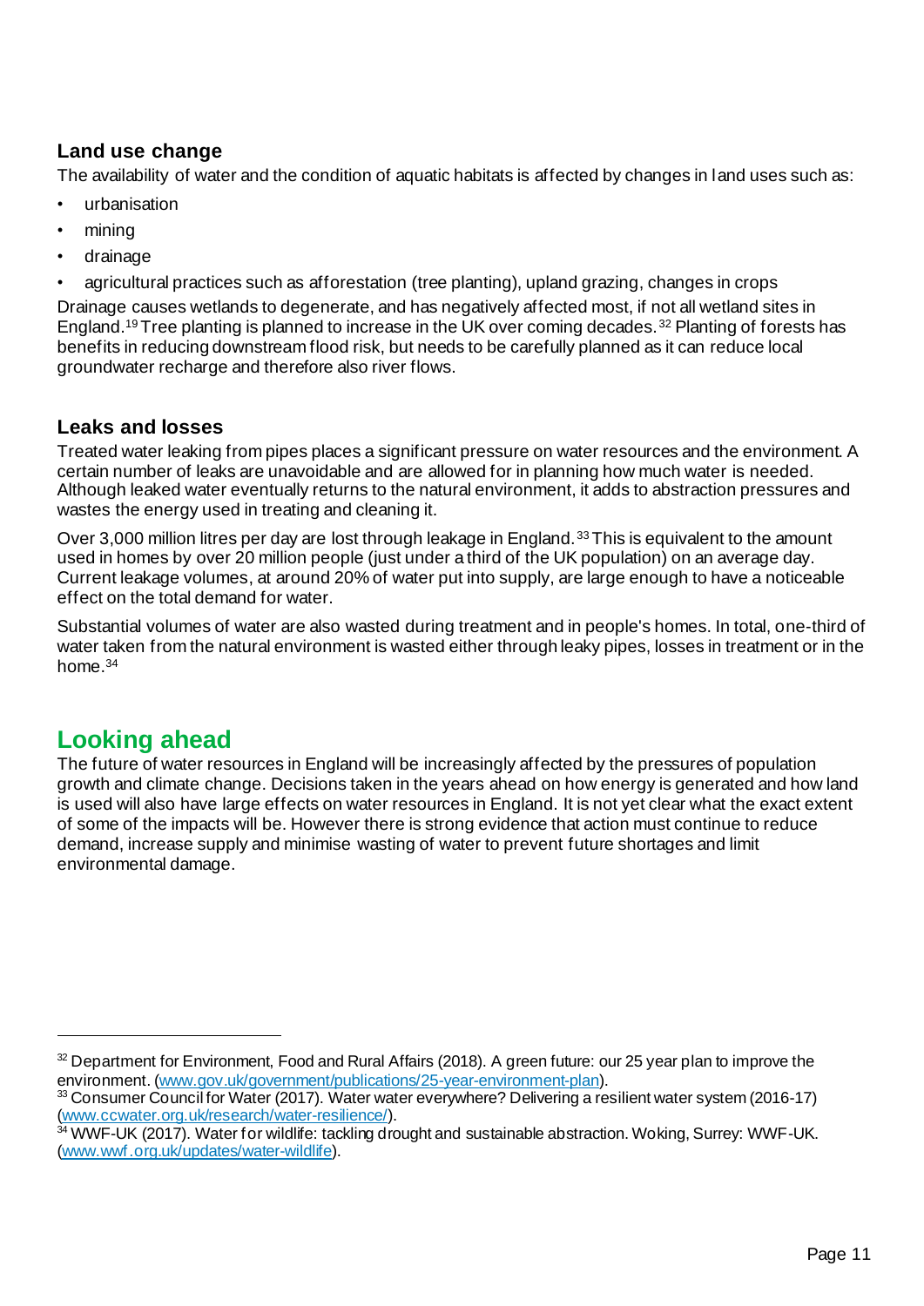### Land use change

The availability of water and the condition of aquatic habitats is affected by changes in land uses such as:

- urbanisation
- mining
- drainage
- agricultural practices such as afforestation (tree planting), upland grazing, changes in crops

Drainage causes wetlands to degenerate, and has negatively affected most, if not all wetland sites in England.[19] Tree planting is planned to increase in the UK over coming decades.[32] Planting of forests has benefits in reducing downstream flood risk, but needs to be carefully planned as it can reduce local groundwater recharge and therefore also river flows.

### Leaks and losses

Treated water leaking from pipes places a significant pressure on water resources and the environment. A certain number of leaks are unavoidable and are allowed for in planning how much water is needed. Although leaked water eventually returns to the natural environment, it adds to abstraction pressures and wastes the energy used in treating and cleaning it.

Over 3,000 million litres per day are lost through leakage in England.[33] This is equivalent to the amount used in homes by over 20 million people (just under a third of the UK population) on an average day. Current leakage volumes, at around 20% of water put into supply, are large enough to have a noticeable effect on the total demand for water.

Substantial volumes of water are also wasted during treatment and in people's homes. In total, one-third of water taken from the natural environment is wasted either through leaky pipes, losses in treatment or in the home.[34]

## Looking ahead

The future of water resources in England will be increasingly affected by the pressures of population growth and climate change. Decisions taken in the years ahead on how energy is generated and how land is used will also have large effects on water resources in England. It is not yet clear what the exact extent of some of the impacts will be. However there is strong evidence that action must continue to reduce demand, increase supply and minimise wasting of water to prevent future shortages and limit environmental damage.

---

[32] Department for Environment, Food and Rural Affairs (2018). A green future: our 25 year plan to improve the environment. (www.gov.uk/government/publications/25-year-environment-plan).

[33] Consumer Council for Water (2017). Water water everywhere? Delivering a resilient water system (2016-17) (www.ccwater.org.uk/research/water-resilience/).

[34] WWF-UK (2017). Water for wildlife: tackling drought and sustainable abstraction. Woking, Surrey: WWF-UK. (www.wwf.org.uk/updates/water-wildlife).